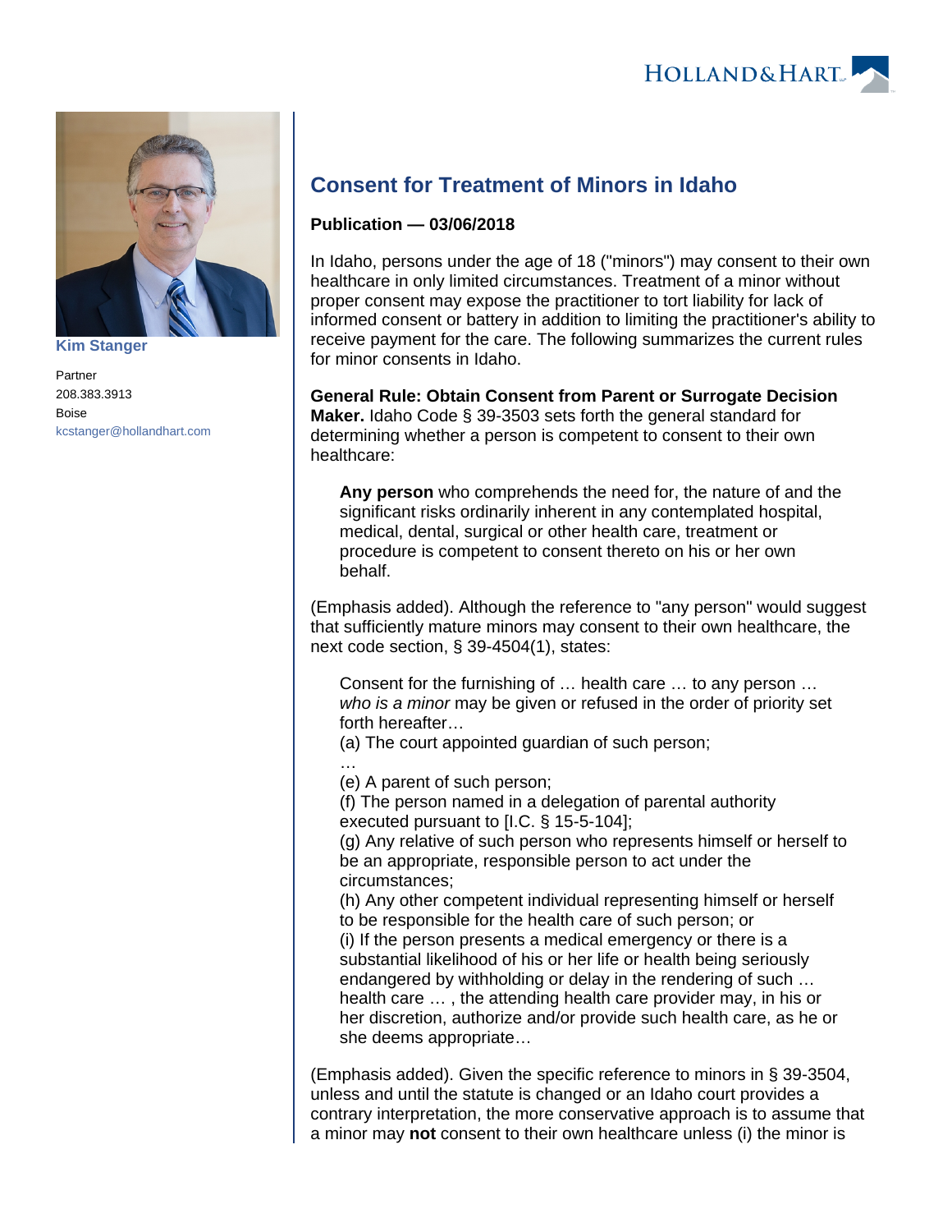Kim Stanger

Partner
208.383.3913
Boise
kcstanger@hollandhart.com

# Consent for Treatment of Minors in Idaho

**Publication — 03/06/2018**

In Idaho, persons under the age of 18 ("minors") may consent to their own healthcare in only limited circumstances. Treatment of a minor without proper consent may expose the practitioner to tort liability for lack of informed consent or battery in addition to limiting the practitioner's ability to receive payment for the care. The following summarizes the current rules for minor consents in Idaho.

**General Rule: Obtain Consent from Parent or Surrogate Decision Maker.** Idaho Code § 39-3503 sets forth the general standard for determining whether a person is competent to consent to their own healthcare:

> **Any person** who comprehends the need for, the nature of and the significant risks ordinarily inherent in any contemplated hospital, medical, dental, surgical or other health care, treatment or procedure is competent to consent thereto on his or her own behalf.

(Emphasis added). Although the reference to "any person" would suggest that sufficiently mature minors may consent to their own healthcare, the next code section, § 39-4504(1), states:

> Consent for the furnishing of … health care … to any person … *who is a minor* may be given or refused in the order of priority set forth hereafter…
> (a) The court appointed guardian of such person;
> …
> (e) A parent of such person;
> (f) The person named in a delegation of parental authority executed pursuant to [I.C. § 15-5-104];
> (g) Any relative of such person who represents himself or herself to be an appropriate, responsible person to act under the circumstances;
> (h) Any other competent individual representing himself or herself to be responsible for the health care of such person; or
> (i) If the person presents a medical emergency or there is a substantial likelihood of his or her life or health being seriously endangered by withholding or delay in the rendering of such … health care … , the attending health care provider may, in his or her discretion, authorize and/or provide such health care, as he or she deems appropriate…

(Emphasis added). Given the specific reference to minors in § 39-3504, unless and until the statute is changed or an Idaho court provides a contrary interpretation, the more conservative approach is to assume that a minor may **not** consent to their own healthcare unless (i) the minor is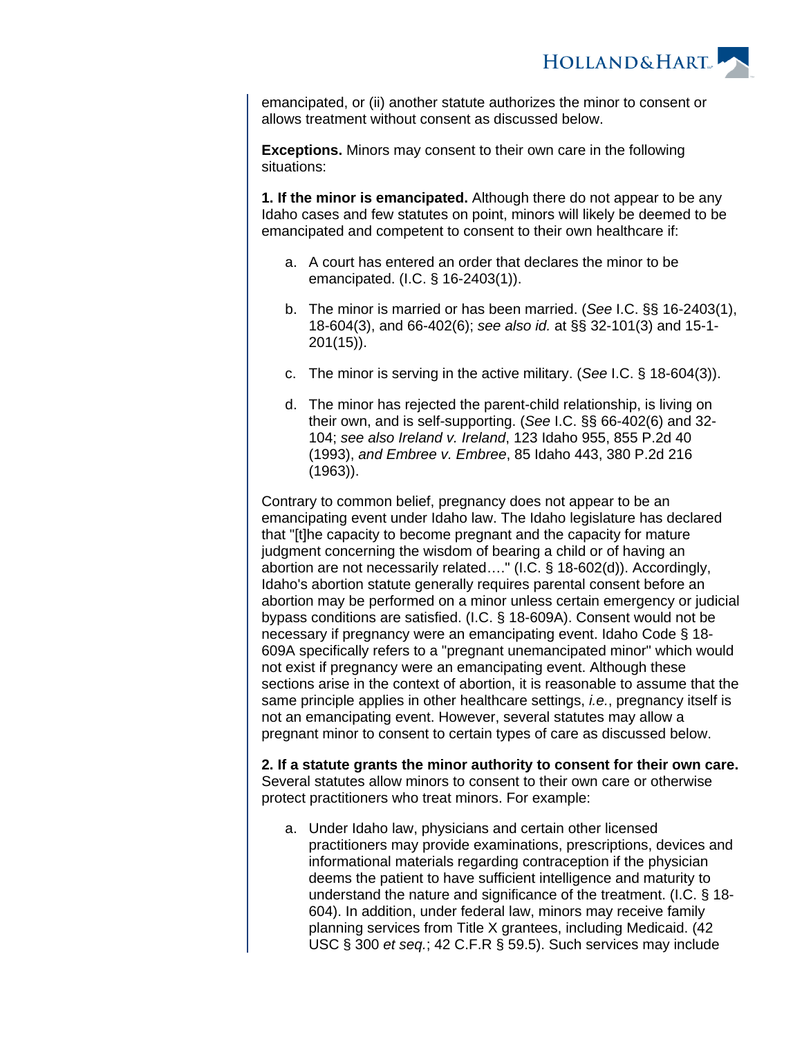emancipated, or (ii) another statute authorizes the minor to consent or allows treatment without consent as discussed below.

**Exceptions.** Minors may consent to their own care in the following situations:

**1. If the minor is emancipated.** Although there do not appear to be any Idaho cases and few statutes on point, minors will likely be deemed to be emancipated and competent to consent to their own healthcare if:

a. A court has entered an order that declares the minor to be emancipated. (I.C. § 16-2403(1)).

b. The minor is married or has been married. (*See* I.C. §§ 16-2403(1), 18-604(3), and 66-402(6); *see also id.* at §§ 32-101(3) and 15-1-201(15)).

c. The minor is serving in the active military. (*See* I.C. § 18-604(3)).

d. The minor has rejected the parent-child relationship, is living on their own, and is self-supporting. (*See* I.C. §§ 66-402(6) and 32-104; *see also Ireland v. Ireland*, 123 Idaho 955, 855 P.2d 40 (1993), *and Embree v. Embree*, 85 Idaho 443, 380 P.2d 216 (1963)).

Contrary to common belief, pregnancy does not appear to be an emancipating event under Idaho law. The Idaho legislature has declared that "[t]he capacity to become pregnant and the capacity for mature judgment concerning the wisdom of bearing a child or of having an abortion are not necessarily related…." (I.C. § 18-602(d)). Accordingly, Idaho's abortion statute generally requires parental consent before an abortion may be performed on a minor unless certain emergency or judicial bypass conditions are satisfied. (I.C. § 18-609A). Consent would not be necessary if pregnancy were an emancipating event. Idaho Code § 18-609A specifically refers to a "pregnant unemancipated minor" which would not exist if pregnancy were an emancipating event. Although these sections arise in the context of abortion, it is reasonable to assume that the same principle applies in other healthcare settings, *i.e.*, pregnancy itself is not an emancipating event. However, several statutes may allow a pregnant minor to consent to certain types of care as discussed below.

**2. If a statute grants the minor authority to consent for their own care.** Several statutes allow minors to consent to their own care or otherwise protect practitioners who treat minors. For example:

a. Under Idaho law, physicians and certain other licensed practitioners may provide examinations, prescriptions, devices and informational materials regarding contraception if the physician deems the patient to have sufficient intelligence and maturity to understand the nature and significance of the treatment. (I.C. § 18-604). In addition, under federal law, minors may receive family planning services from Title X grantees, including Medicaid. (42 USC § 300 *et seq.*; 42 C.F.R § 59.5). Such services may include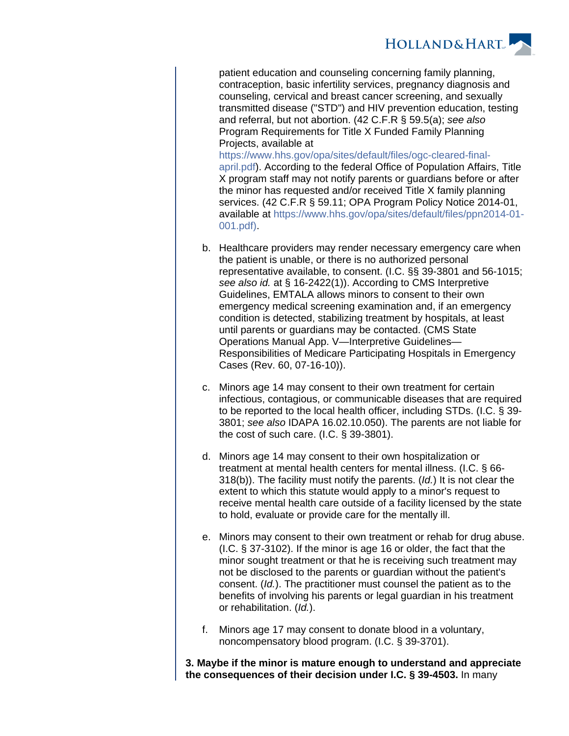patient education and counseling concerning family planning, contraception, basic infertility services, pregnancy diagnosis and counseling, cervical and breast cancer screening, and sexually transmitted disease ("STD") and HIV prevention education, testing and referral, but not abortion. (42 C.F.R § 59.5(a); *see also* Program Requirements for Title X Funded Family Planning Projects, available at https://www.hhs.gov/opa/sites/default/files/ogc-cleared-final-april.pdf). According to the federal Office of Population Affairs, Title X program staff may not notify parents or guardians before or after the minor has requested and/or received Title X family planning services. (42 C.F.R § 59.11; OPA Program Policy Notice 2014-01, available at https://www.hhs.gov/opa/sites/default/files/ppn2014-01-001.pdf).

b. Healthcare providers may render necessary emergency care when the patient is unable, or there is no authorized personal representative available, to consent. (I.C. §§ 39-3801 and 56-1015; *see also id.* at § 16-2422(1)). According to CMS Interpretive Guidelines, EMTALA allows minors to consent to their own emergency medical screening examination and, if an emergency condition is detected, stabilizing treatment by hospitals, at least until parents or guardians may be contacted. (CMS State Operations Manual App. V—Interpretive Guidelines—Responsibilities of Medicare Participating Hospitals in Emergency Cases (Rev. 60, 07-16-10)).

c. Minors age 14 may consent to their own treatment for certain infectious, contagious, or communicable diseases that are required to be reported to the local health officer, including STDs. (I.C. § 39-3801; *see also* IDAPA 16.02.10.050). The parents are not liable for the cost of such care. (I.C. § 39-3801).

d. Minors age 14 may consent to their own hospitalization or treatment at mental health centers for mental illness. (I.C. § 66-318(b)). The facility must notify the parents. (*Id.*) It is not clear the extent to which this statute would apply to a minor's request to receive mental health care outside of a facility licensed by the state to hold, evaluate or provide care for the mentally ill.

e. Minors may consent to their own treatment or rehab for drug abuse. (I.C. § 37-3102). If the minor is age 16 or older, the fact that the minor sought treatment or that he is receiving such treatment may not be disclosed to the parents or guardian without the patient's consent. (*Id.*). The practitioner must counsel the patient as to the benefits of involving his parents or legal guardian in his treatment or rehabilitation. (*Id.*).

f. Minors age 17 may consent to donate blood in a voluntary, noncompensatory blood program. (I.C. § 39-3701).

**3. Maybe if the minor is mature enough to understand and appreciate the consequences of their decision under I.C. § 39-4503.** In many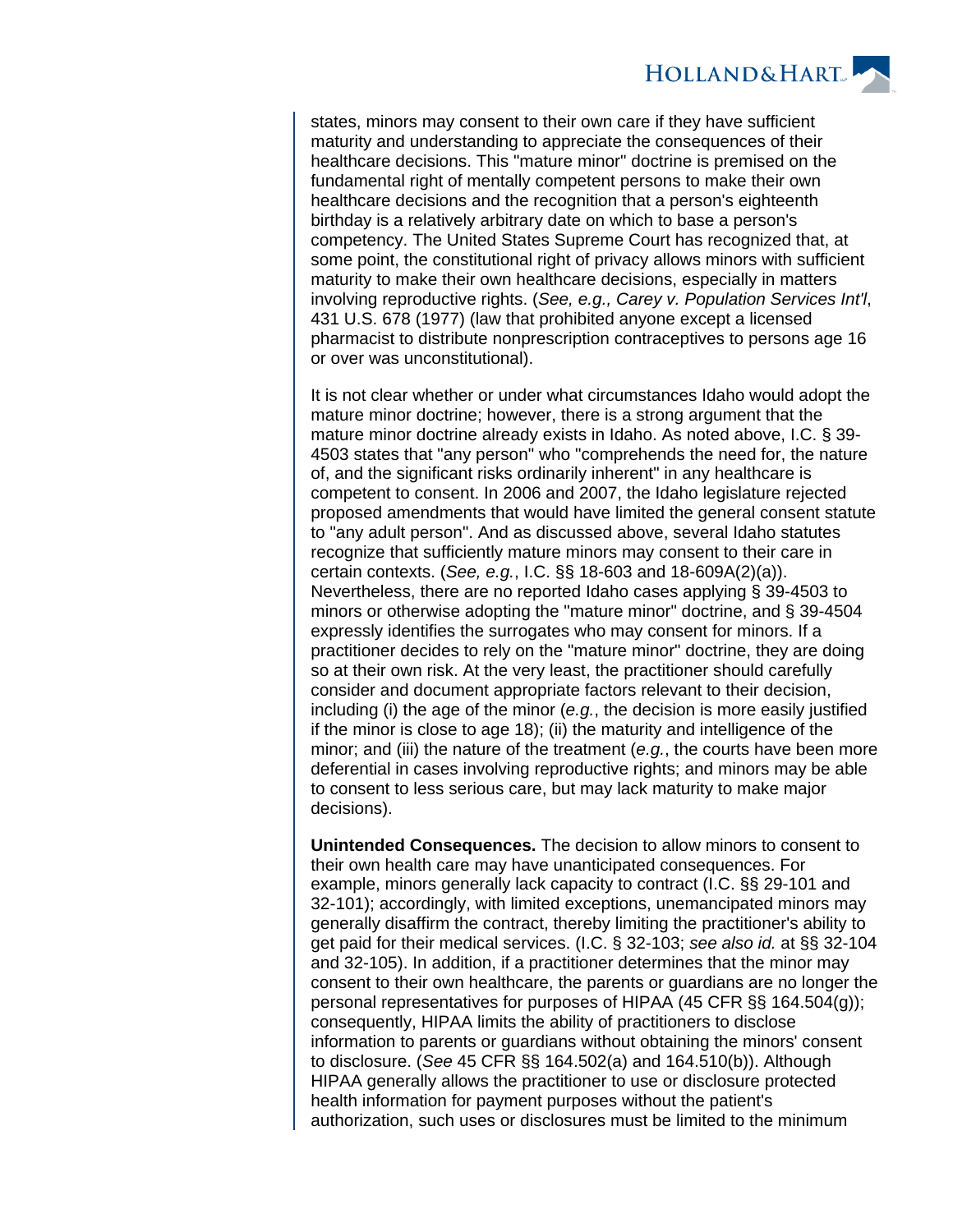states, minors may consent to their own care if they have sufficient maturity and understanding to appreciate the consequences of their healthcare decisions. This "mature minor" doctrine is premised on the fundamental right of mentally competent persons to make their own healthcare decisions and the recognition that a person's eighteenth birthday is a relatively arbitrary date on which to base a person's competency. The United States Supreme Court has recognized that, at some point, the constitutional right of privacy allows minors with sufficient maturity to make their own healthcare decisions, especially in matters involving reproductive rights. (*See, e.g., Carey v. Population Services Int'l*, 431 U.S. 678 (1977) (law that prohibited anyone except a licensed pharmacist to distribute nonprescription contraceptives to persons age 16 or over was unconstitutional).

It is not clear whether or under what circumstances Idaho would adopt the mature minor doctrine; however, there is a strong argument that the mature minor doctrine already exists in Idaho. As noted above, I.C. § 39-4503 states that "any person" who "comprehends the need for, the nature of, and the significant risks ordinarily inherent" in any healthcare is competent to consent. In 2006 and 2007, the Idaho legislature rejected proposed amendments that would have limited the general consent statute to "any adult person". And as discussed above, several Idaho statutes recognize that sufficiently mature minors may consent to their care in certain contexts. (*See, e.g.*, I.C. §§ 18-603 and 18-609A(2)(a)). Nevertheless, there are no reported Idaho cases applying § 39-4503 to minors or otherwise adopting the "mature minor" doctrine, and § 39-4504 expressly identifies the surrogates who may consent for minors. If a practitioner decides to rely on the "mature minor" doctrine, they are doing so at their own risk. At the very least, the practitioner should carefully consider and document appropriate factors relevant to their decision, including (i) the age of the minor (*e.g.*, the decision is more easily justified if the minor is close to age 18); (ii) the maturity and intelligence of the minor; and (iii) the nature of the treatment (*e.g.*, the courts have been more deferential in cases involving reproductive rights; and minors may be able to consent to less serious care, but may lack maturity to make major decisions).

**Unintended Consequences.** The decision to allow minors to consent to their own health care may have unanticipated consequences. For example, minors generally lack capacity to contract (I.C. §§ 29-101 and 32-101); accordingly, with limited exceptions, unemancipated minors may generally disaffirm the contract, thereby limiting the practitioner's ability to get paid for their medical services. (I.C. § 32-103; *see also id.* at §§ 32-104 and 32-105). In addition, if a practitioner determines that the minor may consent to their own healthcare, the parents or guardians are no longer the personal representatives for purposes of HIPAA (45 CFR §§ 164.504(g)); consequently, HIPAA limits the ability of practitioners to disclose information to parents or guardians without obtaining the minors' consent to disclosure. (*See* 45 CFR §§ 164.502(a) and 164.510(b)). Although HIPAA generally allows the practitioner to use or disclosure protected health information for payment purposes without the patient's authorization, such uses or disclosures must be limited to the minimum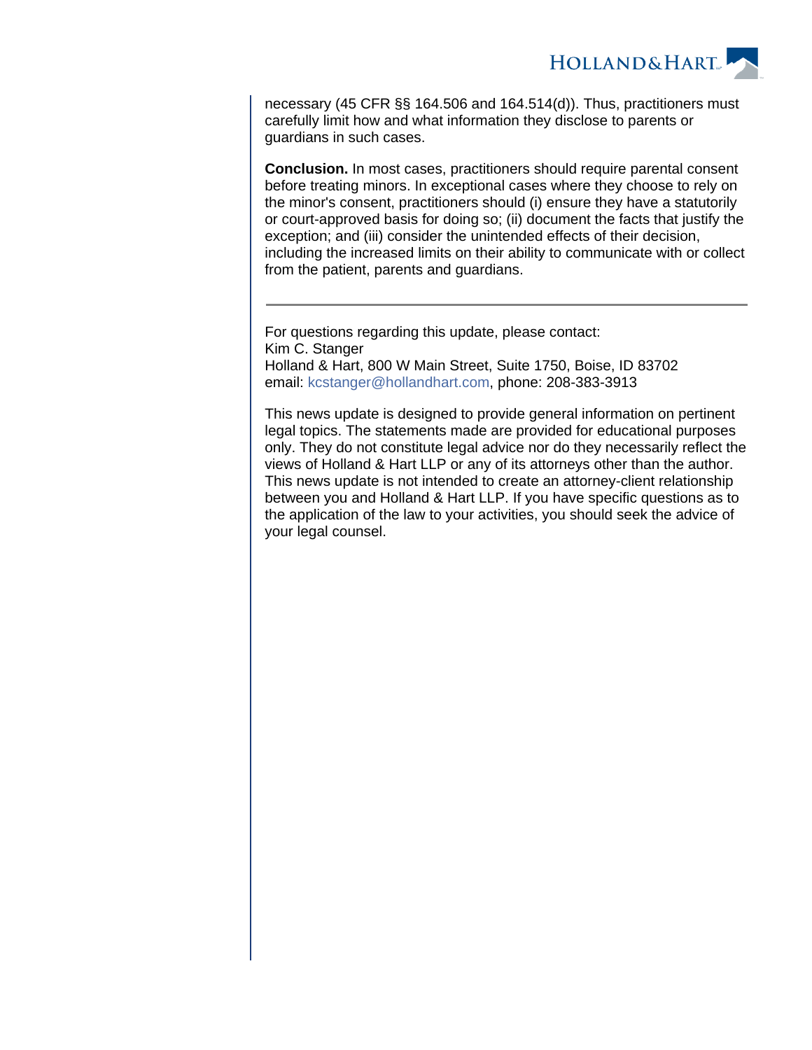necessary (45 CFR §§ 164.506 and 164.514(d)). Thus, practitioners must carefully limit how and what information they disclose to parents or guardians in such cases.

**Conclusion.** In most cases, practitioners should require parental consent before treating minors. In exceptional cases where they choose to rely on the minor's consent, practitioners should (i) ensure they have a statutorily or court-approved basis for doing so; (ii) document the facts that justify the exception; and (iii) consider the unintended effects of their decision, including the increased limits on their ability to communicate with or collect from the patient, parents and guardians.

---

For questions regarding this update, please contact:
Kim C. Stanger
Holland & Hart, 800 W Main Street, Suite 1750, Boise, ID 83702
email: kcstanger@hollandhart.com, phone: 208-383-3913

This news update is designed to provide general information on pertinent legal topics. The statements made are provided for educational purposes only. They do not constitute legal advice nor do they necessarily reflect the views of Holland & Hart LLP or any of its attorneys other than the author. This news update is not intended to create an attorney-client relationship between you and Holland & Hart LLP. If you have specific questions as to the application of the law to your activities, you should seek the advice of your legal counsel.